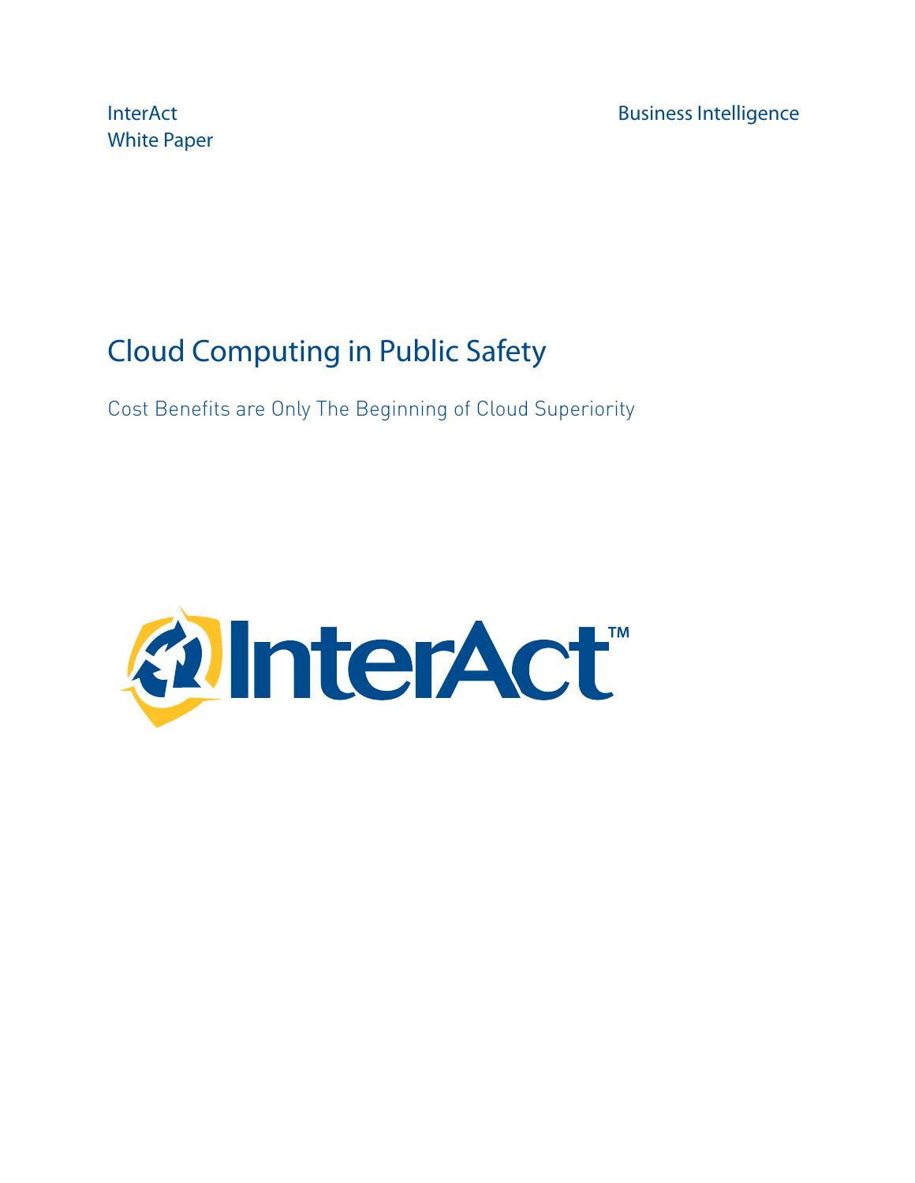InterAct
White Paper

Business Intelligence

# Cloud Computing in Public Safety

## Cost Benefits are Only The Beginning of Cloud Superiority

InterAct™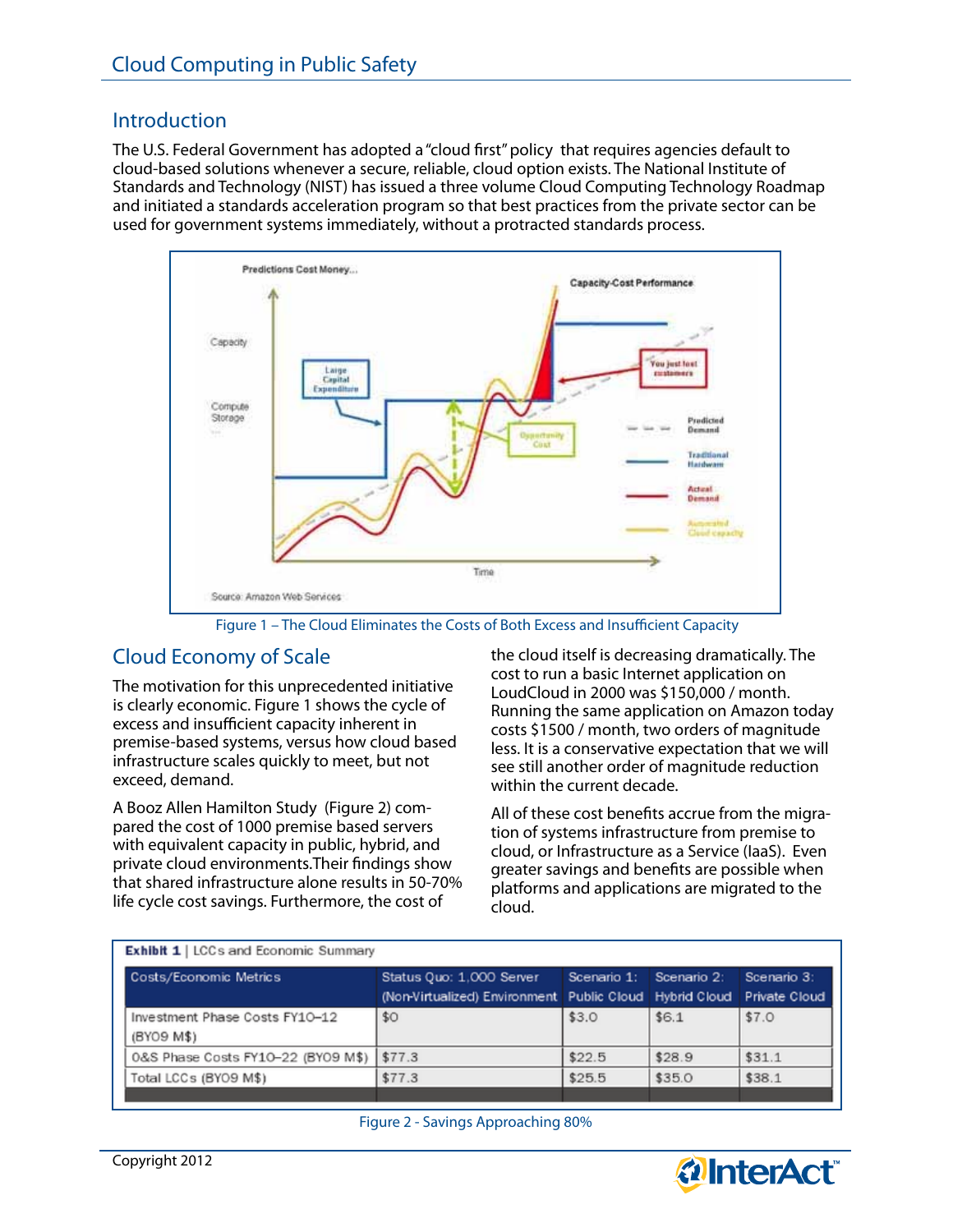## Introduction

The U.S. Federal Government has adopted a "cloud first" policy that requires agencies default to cloud-based solutions whenever a secure, reliable, cloud option exists. The National Institute of Standards and Technology (NIST) has issued a three volume Cloud Computing Technology Roadmap and initiated a standards acceleration program so that best practices from the private sector can be used for government systems immediately, without a protracted standards process.

Figure 1 – The Cloud Eliminates the Costs of Both Excess and Insufficient Capacity

## Cloud Economy of Scale

The motivation for this unprecedented initiative is clearly economic. Figure 1 shows the cycle of excess and insufficient capacity inherent in premise-based systems, versus how cloud based infrastructure scales quickly to meet, but not exceed, demand.

A Booz Allen Hamilton Study (Figure 2) compared the cost of 1000 premise based servers with equivalent capacity in public, hybrid, and private cloud environments.Their findings show that shared infrastructure alone results in 50-70% life cycle cost savings. Furthermore, the cost of the cloud itself is decreasing dramatically. The cost to run a basic Internet application on LoudCloud in 2000 was $150,000 / month. Running the same application on Amazon today costs $1500 / month, two orders of magnitude less. It is a conservative expectation that we will see still another order of magnitude reduction within the current decade.

All of these cost benefits accrue from the migration of systems infrastructure from premise to cloud, or Infrastructure as a Service (IaaS). Even greater savings and benefits are possible when platforms and applications are migrated to the cloud.

**Exhibit 1** | LCCs and Economic Summary

| Costs/Economic Metrics | Status Quo: 1,000 Server (Non-Virtualized) Environment | Scenario 1: Public Cloud | Scenario 2: Hybrid Cloud | Scenario 3: Private Cloud |
|---|---|---|---|---|
| Investment Phase Costs FY10–12 (BY09 M$) | $0 | $3.0 | $6.1 | $7.0 |
| O&S Phase Costs FY10–22 (BY09 M$) | $77.3 | $22.5 | $28.9 | $31.1 |
| Total LCCs (BY09 M$) | $77.3 | $25.5 | $35.0 | $38.1 |

Figure 2 - Savings Approaching 80%

Copyright 2012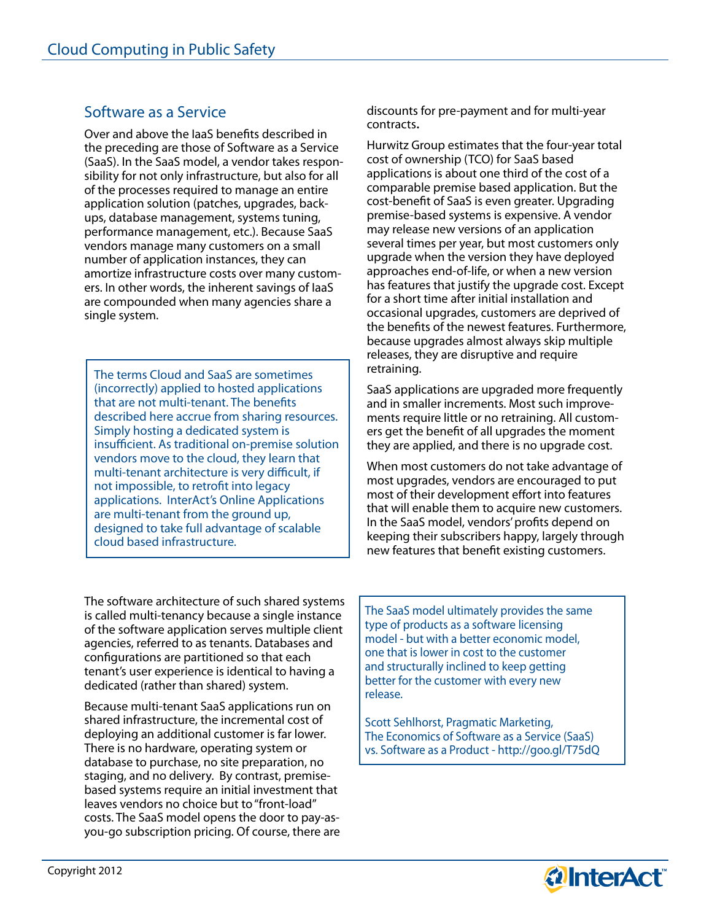## Software as a Service

Over and above the IaaS benefits described in the preceding are those of Software as a Service (SaaS). In the SaaS model, a vendor takes responsibility for not only infrastructure, but also for all of the processes required to manage an entire application solution (patches, upgrades, backups, database management, systems tuning, performance management, etc.). Because SaaS vendors manage many customers on a small number of application instances, they can amortize infrastructure costs over many customers. In other words, the inherent savings of IaaS are compounded when many agencies share a single system.

> The terms Cloud and SaaS are sometimes (incorrectly) applied to hosted applications that are not multi-tenant. The benefits described here accrue from sharing resources. Simply hosting a dedicated system is insufficient. As traditional on-premise solution vendors move to the cloud, they learn that multi-tenant architecture is very difficult, if not impossible, to retrofit into legacy applications. InterAct's Online Applications are multi-tenant from the ground up, designed to take full advantage of scalable cloud based infrastructure.

The software architecture of such shared systems is called multi-tenancy because a single instance of the software application serves multiple client agencies, referred to as tenants. Databases and configurations are partitioned so that each tenant's user experience is identical to having a dedicated (rather than shared) system.

Because multi-tenant SaaS applications run on shared infrastructure, the incremental cost of deploying an additional customer is far lower. There is no hardware, operating system or database to purchase, no site preparation, no staging, and no delivery. By contrast, premise-based systems require an initial investment that leaves vendors no choice but to "front-load" costs. The SaaS model opens the door to pay-as-you-go subscription pricing. Of course, there are discounts for pre-payment and for multi-year contracts.

Hurwitz Group estimates that the four-year total cost of ownership (TCO) for SaaS based applications is about one third of the cost of a comparable premise based application. But the cost-benefit of SaaS is even greater. Upgrading premise-based systems is expensive. A vendor may release new versions of an application several times per year, but most customers only upgrade when the version they have deployed approaches end-of-life, or when a new version has features that justify the upgrade cost. Except for a short time after initial installation and occasional upgrades, customers are deprived of the benefits of the newest features. Furthermore, because upgrades almost always skip multiple releases, they are disruptive and require retraining.

SaaS applications are upgraded more frequently and in smaller increments. Most such improvements require little or no retraining. All customers get the benefit of all upgrades the moment they are applied, and there is no upgrade cost.

When most customers do not take advantage of most upgrades, vendors are encouraged to put most of their development effort into features that will enable them to acquire new customers. In the SaaS model, vendors' profits depend on keeping their subscribers happy, largely through new features that benefit existing customers.

> The SaaS model ultimately provides the same type of products as a software licensing model - but with a better economic model, one that is lower in cost to the customer and structurally inclined to keep getting better for the customer with every new release.
>
> Scott Sehlhorst, Pragmatic Marketing,
> The Economics of Software as a Service (SaaS) vs. Software as a Product - http://goo.gl/T75dQ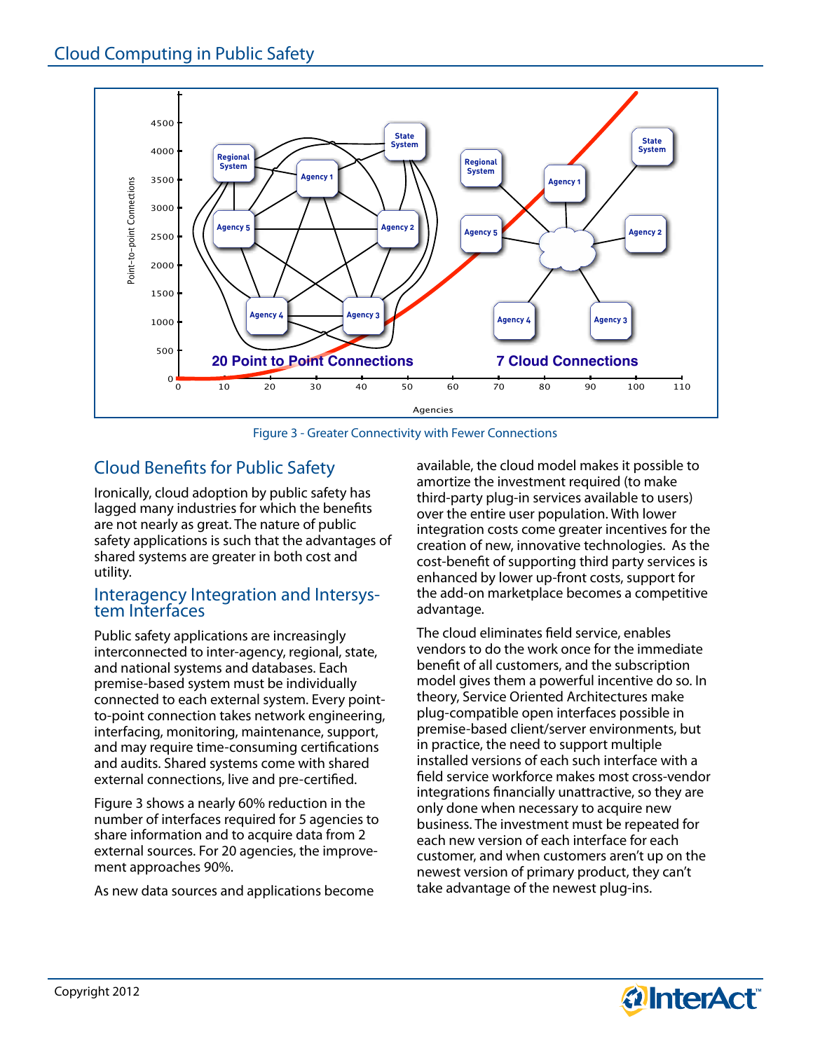Figure 3 - Greater Connectivity with Fewer Connections

## Cloud Benefits for Public Safety

Ironically, cloud adoption by public safety has lagged many industries for which the benefits are not nearly as great. The nature of public safety applications is such that the advantages of shared systems are greater in both cost and utility.

### Interagency Integration and Intersystem Interfaces

Public safety applications are increasingly interconnected to inter-agency, regional, state, and national systems and databases. Each premise-based system must be individually connected to each external system. Every point-to-point connection takes network engineering, interfacing, monitoring, maintenance, support, and may require time-consuming certifications and audits. Shared systems come with shared external connections, live and pre-certified.

Figure 3 shows a nearly 60% reduction in the number of interfaces required for 5 agencies to share information and to acquire data from 2 external sources. For 20 agencies, the improvement approaches 90%.

As new data sources and applications become available, the cloud model makes it possible to amortize the investment required (to make third-party plug-in services available to users) over the entire user population. With lower integration costs come greater incentives for the creation of new, innovative technologies. As the cost-benefit of supporting third party services is enhanced by lower up-front costs, support for the add-on marketplace becomes a competitive advantage.

The cloud eliminates field service, enables vendors to do the work once for the immediate benefit of all customers, and the subscription model gives them a powerful incentive do so. In theory, Service Oriented Architectures make plug-compatible open interfaces possible in premise-based client/server environments, but in practice, the need to support multiple installed versions of each such interface with a field service workforce makes most cross-vendor integrations financially unattractive, so they are only done when necessary to acquire new business. The investment must be repeated for each new version of each interface for each customer, and when customers aren't up on the newest version of primary product, they can't take advantage of the newest plug-ins.

Copyright 2012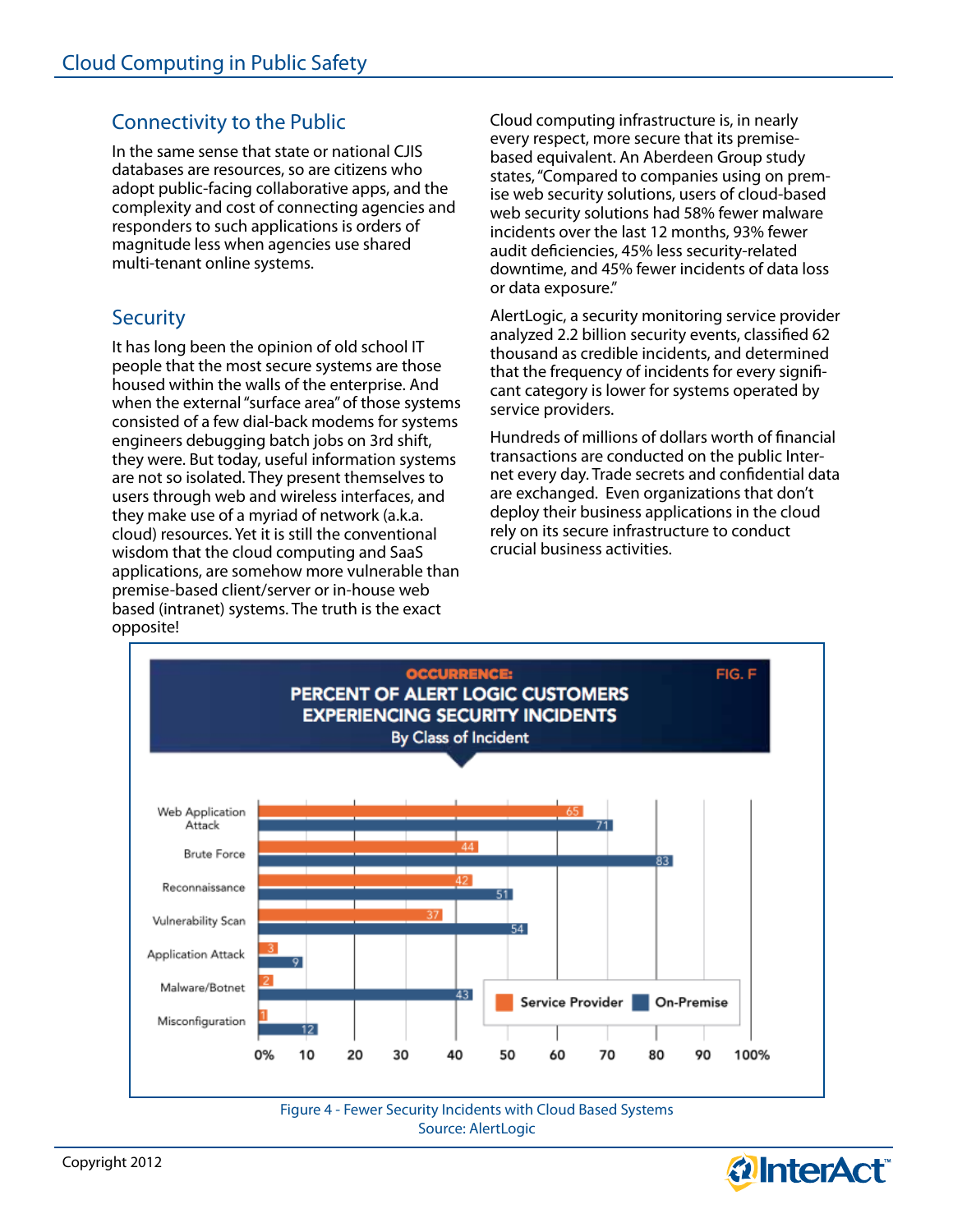## Connectivity to the Public

In the same sense that state or national CJIS databases are resources, so are citizens who adopt public-facing collaborative apps, and the complexity and cost of connecting agencies and responders to such applications is orders of magnitude less when agencies use shared multi-tenant online systems.

## Security

It has long been the opinion of old school IT people that the most secure systems are those housed within the walls of the enterprise. And when the external "surface area" of those systems consisted of a few dial-back modems for systems engineers debugging batch jobs on 3rd shift, they were. But today, useful information systems are not so isolated. They present themselves to users through web and wireless interfaces, and they make use of a myriad of network (a.k.a. cloud) resources. Yet it is still the conventional wisdom that the cloud computing and SaaS applications, are somehow more vulnerable than premise-based client/server or in-house web based (intranet) systems. The truth is the exact opposite!

Cloud computing infrastructure is, in nearly every respect, more secure that its premise-based equivalent. An Aberdeen Group study states, "Compared to companies using on premise web security solutions, users of cloud-based web security solutions had 58% fewer malware incidents over the last 12 months, 93% fewer audit deficiencies, 45% less security-related downtime, and 45% fewer incidents of data loss or data exposure."

AlertLogic, a security monitoring service provider analyzed 2.2 billion security events, classified 62 thousand as credible incidents, and determined that the frequency of incidents for every significant category is lower for systems operated by service providers.

Hundreds of millions of dollars worth of financial transactions are conducted on the public Internet every day. Trade secrets and confidential data are exchanged. Even organizations that don't deploy their business applications in the cloud rely on its secure infrastructure to conduct crucial business activities.

**OCCURRENCE: PERCENT OF ALERT LOGIC CUSTOMERS EXPERIENCING SECURITY INCIDENTS**
By Class of Incident — FIG. F

| Class of Incident | Service Provider (%) | On-Premise (%) |
|---|---|---|
| Web Application Attack | 65 | 71 |
| Brute Force | 44 | 83 |
| Reconnaissance | 42 | 51 |
| Vulnerability Scan | 37 | 54 |
| Application Attack | 3 | 9 |
| Malware/Botnet | 2 | 43 |
| Misconfiguration | 1 | 12 |

Figure 4 - Fewer Security Incidents with Cloud Based Systems
Source: AlertLogic

Copyright 2012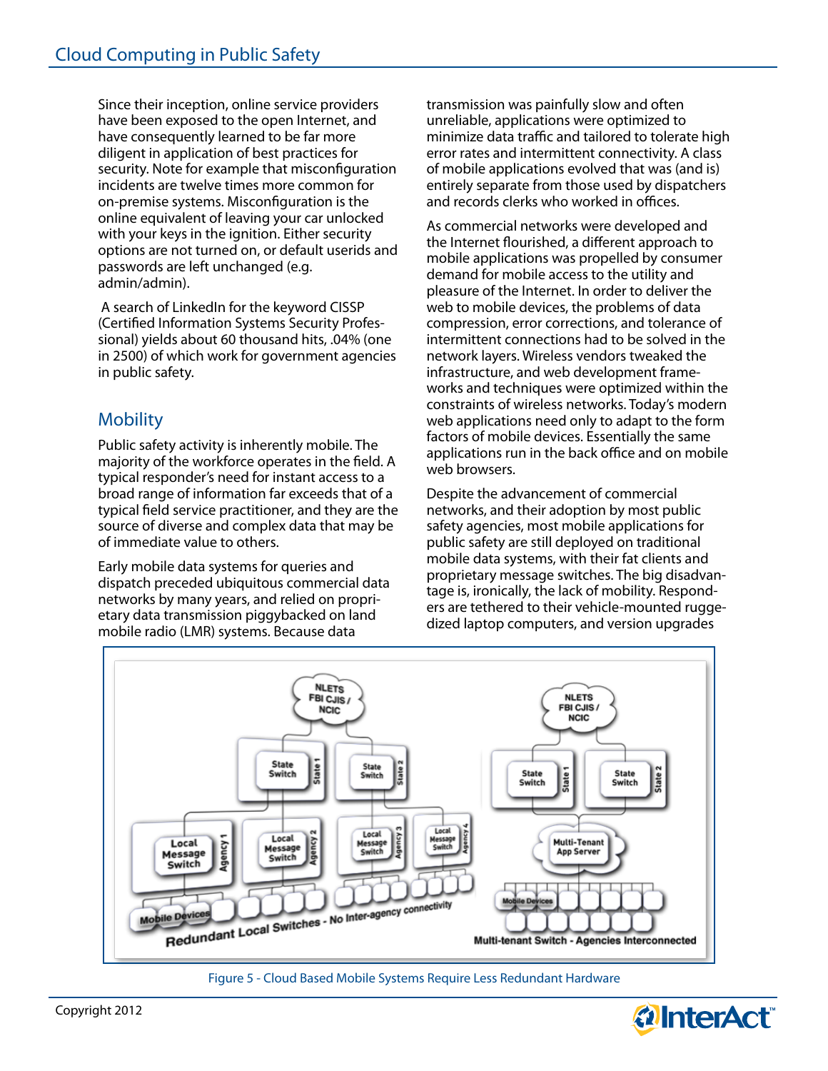Since their inception, online service providers have been exposed to the open Internet, and have consequently learned to be far more diligent in application of best practices for security. Note for example that misconfiguration incidents are twelve times more common for on-premise systems. Misconfiguration is the online equivalent of leaving your car unlocked with your keys in the ignition. Either security options are not turned on, or default userids and passwords are left unchanged (e.g. admin/admin).

A search of LinkedIn for the keyword CISSP (Certified Information Systems Security Professional) yields about 60 thousand hits, .04% (one in 2500) of which work for government agencies in public safety.

## Mobility

Public safety activity is inherently mobile. The majority of the workforce operates in the field. A typical responder's need for instant access to a broad range of information far exceeds that of a typical field service practitioner, and they are the source of diverse and complex data that may be of immediate value to others.

Early mobile data systems for queries and dispatch preceded ubiquitous commercial data networks by many years, and relied on proprietary data transmission piggybacked on land mobile radio (LMR) systems. Because data transmission was painfully slow and often unreliable, applications were optimized to minimize data traffic and tailored to tolerate high error rates and intermittent connectivity. A class of mobile applications evolved that was (and is) entirely separate from those used by dispatchers and records clerks who worked in offices.

As commercial networks were developed and the Internet flourished, a different approach to mobile applications was propelled by consumer demand for mobile access to the utility and pleasure of the Internet. In order to deliver the web to mobile devices, the problems of data compression, error corrections, and tolerance of intermittent connections had to be solved in the network layers. Wireless vendors tweaked the infrastructure, and web development frameworks and techniques were optimized within the constraints of wireless networks. Today's modern web applications need only to adapt to the form factors of mobile devices. Essentially the same applications run in the back office and on mobile web browsers.

Despite the advancement of commercial networks, and their adoption by most public safety agencies, most mobile applications for public safety are still deployed on traditional mobile data systems, with their fat clients and proprietary message switches. The big disadvantage is, ironically, the lack of mobility. Responders are tethered to their vehicle-mounted ruggedized laptop computers, and version upgrades

Figure 5 - Cloud Based Mobile Systems Require Less Redundant Hardware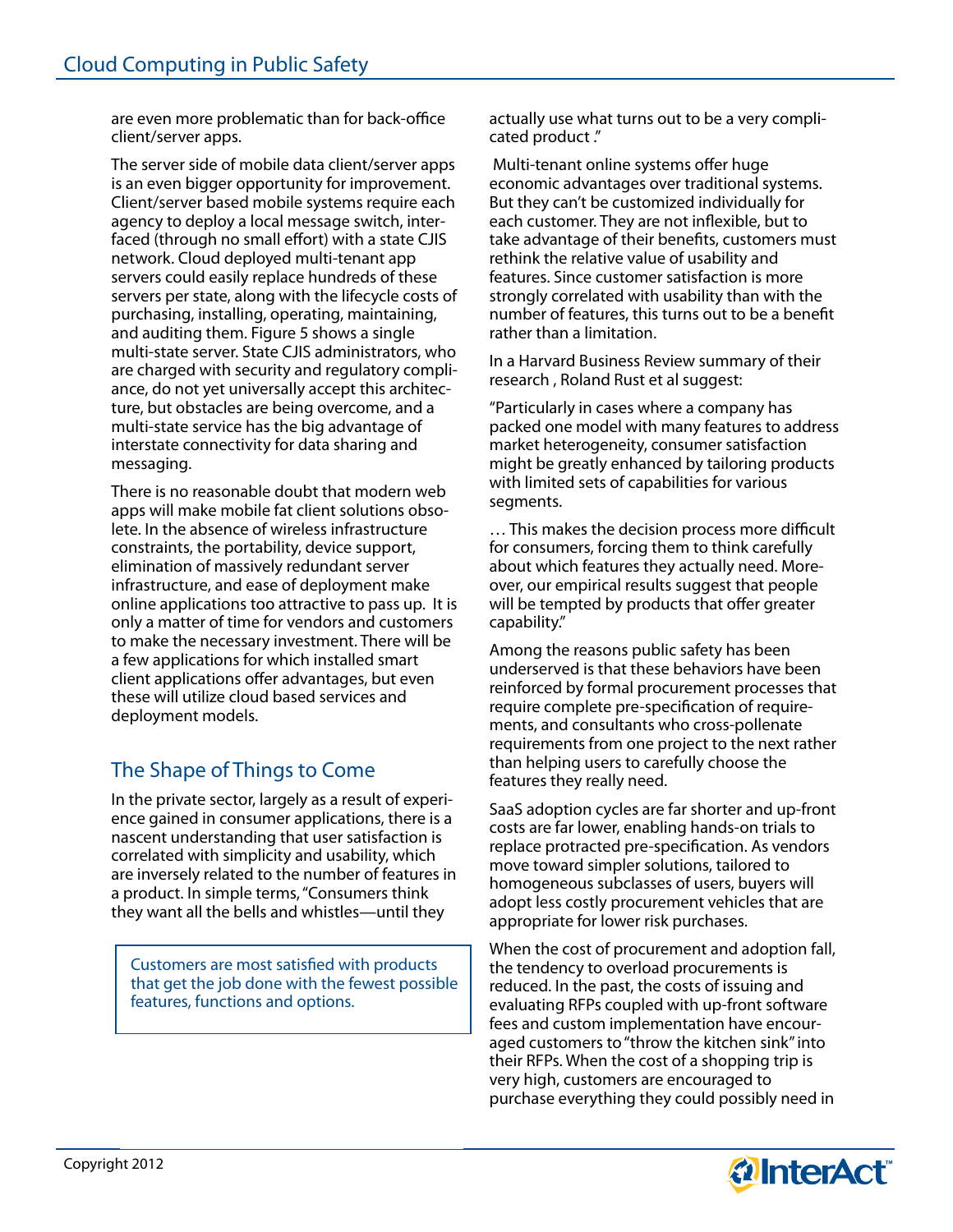are even more problematic than for back-office client/server apps.

The server side of mobile data client/server apps is an even bigger opportunity for improvement. Client/server based mobile systems require each agency to deploy a local message switch, interfaced (through no small effort) with a state CJIS network. Cloud deployed multi-tenant app servers could easily replace hundreds of these servers per state, along with the lifecycle costs of purchasing, installing, operating, maintaining, and auditing them. Figure 5 shows a single multi-state server. State CJIS administrators, who are charged with security and regulatory compliance, do not yet universally accept this architecture, but obstacles are being overcome, and a multi-state service has the big advantage of interstate connectivity for data sharing and messaging.

There is no reasonable doubt that modern web apps will make mobile fat client solutions obsolete. In the absence of wireless infrastructure constraints, the portability, device support, elimination of massively redundant server infrastructure, and ease of deployment make online applications too attractive to pass up. It is only a matter of time for vendors and customers to make the necessary investment. There will be a few applications for which installed smart client applications offer advantages, but even these will utilize cloud based services and deployment models.

## The Shape of Things to Come

In the private sector, largely as a result of experience gained in consumer applications, there is a nascent understanding that user satisfaction is correlated with simplicity and usability, which are inversely related to the number of features in a product. In simple terms, "Consumers think they want all the bells and whistles—until they actually use what turns out to be a very complicated product ."

> Customers are most satisfied with products that get the job done with the fewest possible features, functions and options.

Multi-tenant online systems offer huge economic advantages over traditional systems. But they can't be customized individually for each customer. They are not inflexible, but to take advantage of their benefits, customers must rethink the relative value of usability and features. Since customer satisfaction is more strongly correlated with usability than with the number of features, this turns out to be a benefit rather than a limitation.

In a Harvard Business Review summary of their research , Roland Rust et al suggest:

"Particularly in cases where a company has packed one model with many features to address market heterogeneity, consumer satisfaction might be greatly enhanced by tailoring products with limited sets of capabilities for various segments.

… This makes the decision process more difficult for consumers, forcing them to think carefully about which features they actually need. Moreover, our empirical results suggest that people will be tempted by products that offer greater capability."

Among the reasons public safety has been underserved is that these behaviors have been reinforced by formal procurement processes that require complete pre-specification of requirements, and consultants who cross-pollenate requirements from one project to the next rather than helping users to carefully choose the features they really need.

SaaS adoption cycles are far shorter and up-front costs are far lower, enabling hands-on trials to replace protracted pre-specification. As vendors move toward simpler solutions, tailored to homogeneous subclasses of users, buyers will adopt less costly procurement vehicles that are appropriate for lower risk purchases.

When the cost of procurement and adoption fall, the tendency to overload procurements is reduced. In the past, the costs of issuing and evaluating RFPs coupled with up-front software fees and custom implementation have encouraged customers to "throw the kitchen sink" into their RFPs. When the cost of a shopping trip is very high, customers are encouraged to purchase everything they could possibly need in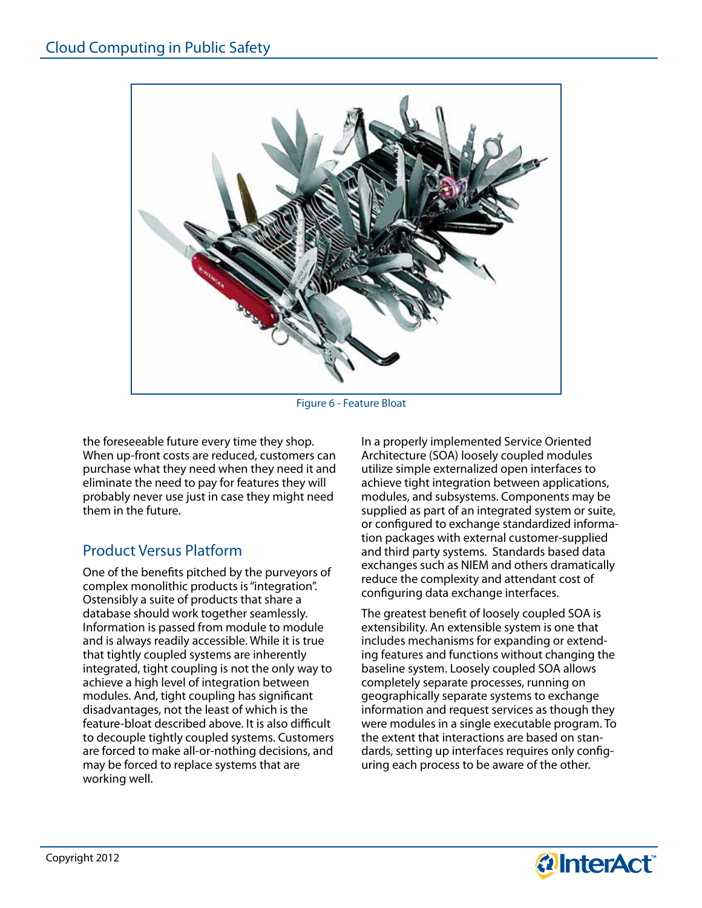Figure 6 - Feature Bloat

the foreseeable future every time they shop. When up-front costs are reduced, customers can purchase what they need when they need it and eliminate the need to pay for features they will probably never use just in case they might need them in the future.

## Product Versus Platform

One of the benefits pitched by the purveyors of complex monolithic products is "integration". Ostensibly a suite of products that share a database should work together seamlessly. Information is passed from module to module and is always readily accessible. While it is true that tightly coupled systems are inherently integrated, tight coupling is not the only way to achieve a high level of integration between modules. And, tight coupling has significant disadvantages, not the least of which is the feature-bloat described above. It is also difficult to decouple tightly coupled systems. Customers are forced to make all-or-nothing decisions, and may be forced to replace systems that are working well.

In a properly implemented Service Oriented Architecture (SOA) loosely coupled modules utilize simple externalized open interfaces to achieve tight integration between applications, modules, and subsystems. Components may be supplied as part of an integrated system or suite, or configured to exchange standardized information packages with external customer-supplied and third party systems. Standards based data exchanges such as NIEM and others dramatically reduce the complexity and attendant cost of configuring data exchange interfaces.

The greatest benefit of loosely coupled SOA is extensibility. An extensible system is one that includes mechanisms for expanding or extending features and functions without changing the baseline system. Loosely coupled SOA allows completely separate processes, running on geographically separate systems to exchange information and request services as though they were modules in a single executable program. To the extent that interactions are based on standards, setting up interfaces requires only configuring each process to be aware of the other.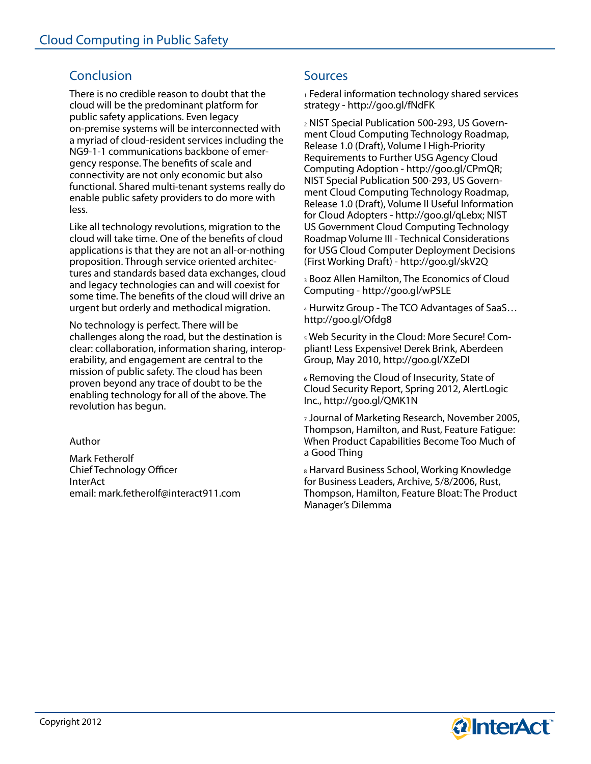## Conclusion

There is no credible reason to doubt that the cloud will be the predominant platform for public safety applications. Even legacy on-premise systems will be interconnected with a myriad of cloud-resident services including the NG9-1-1 communications backbone of emergency response. The benefits of scale and connectivity are not only economic but also functional. Shared multi-tenant systems really do enable public safety providers to do more with less.

Like all technology revolutions, migration to the cloud will take time. One of the benefits of cloud applications is that they are not an all-or-nothing proposition. Through service oriented architectures and standards based data exchanges, cloud and legacy technologies can and will coexist for some time. The benefits of the cloud will drive an urgent but orderly and methodical migration.

No technology is perfect. There will be challenges along the road, but the destination is clear: collaboration, information sharing, interoperability, and engagement are central to the mission of public safety. The cloud has been proven beyond any trace of doubt to be the enabling technology for all of the above. The revolution has begun.

Author

Mark Fetherolf
Chief Technology Officer
InterAct
email: mark.fetherolf@interact911.com

## Sources

[1] Federal information technology shared services strategy - http://goo.gl/fNdFK

[2] NIST Special Publication 500-293, US Government Cloud Computing Technology Roadmap, Release 1.0 (Draft), Volume I High-Priority Requirements to Further USG Agency Cloud Computing Adoption - http://goo.gl/CPmQR; NIST Special Publication 500-293, US Government Cloud Computing Technology Roadmap, Release 1.0 (Draft), Volume II Useful Information for Cloud Adopters - http://goo.gl/qLebx; NIST US Government Cloud Computing Technology Roadmap Volume III - Technical Considerations for USG Cloud Computer Deployment Decisions (First Working Draft) - http://goo.gl/skV2Q

[3] Booz Allen Hamilton, The Economics of Cloud Computing - http://goo.gl/wPSLE

[4] Hurwitz Group - The TCO Advantages of SaaS… http://goo.gl/Ofdg8

[5] Web Security in the Cloud: More Secure! Compliant! Less Expensive! Derek Brink, Aberdeen Group, May 2010, http://goo.gl/XZeDI

[6] Removing the Cloud of Insecurity, State of Cloud Security Report, Spring 2012, AlertLogic Inc., http://goo.gl/QMK1N

[7] Journal of Marketing Research, November 2005, Thompson, Hamilton, and Rust, Feature Fatigue: When Product Capabilities Become Too Much of a Good Thing

[8] Harvard Business School, Working Knowledge for Business Leaders, Archive, 5/8/2006, Rust, Thompson, Hamilton, Feature Bloat: The Product Manager's Dilemma

Copyright 2012